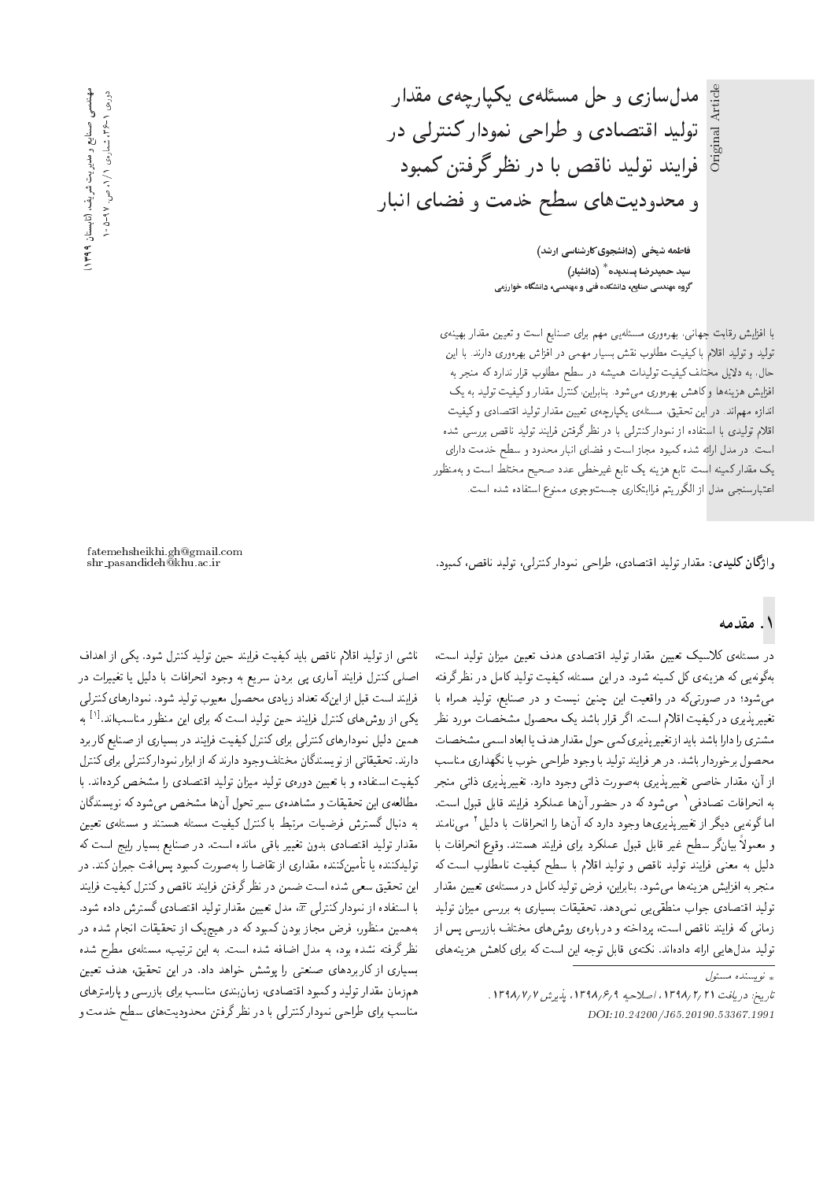# مدل‌سازی و حل مسئله‌ی یکپارچه‌ی مقدار تولید اقتصادی و طراحی نمودار کنترلی در فرایند تولید ناقص با در نظر گرفتن کمبود و محدودیت‌های سطح خدمت و فضای انبار

Original Article

**فاطمه شیخی** (دانشجوی کارشناسی ارشد)
**سید حمیدرضا پسندیده*** (دانشیار)
گروه مهندسی صنایع، دانشکده فنی و مهندسی، دانشگاه خوارزمی

با افزایش رقابت جهانی، بهره‌وری مسئله‌یی مهم برای صنایع است و تعیین مقدار بهینه‌ی تولید و تولید اقلام با کیفیت مطلوب نقش بسیار مهمی در افزایش بهره‌وری دارند. با این حال، به دلایل مختلف کیفیت تولیدات همیشه در سطح مطلوب قرار ندارد که منجر به افزایش هزینه‌ها و کاهش بهره‌وری می‌شود. بنابراین، کنترل مقدار و کیفیت تولید به یک اندازه مهم‌اند. در این تحقیق، مسئله‌ی یکپارچه‌ی تعیین مقدار تولید اقتصادی و کیفیت اقلام تولیدی با استفاده از نمودار کنترلی با در نظر گرفتن فرایند تولید ناقص بررسی شده است. در مدل ارائه شده کمبود مجاز است و فضای انبار محدود و سطح خدمت دارای یک مقدار کمینه است. تابع هزینه یک تابع غیرخطی عدد صحیح مختلط است و به‌منظور اعتبارسنجی مدل از الگوریتم فراابتکاری جست‌وجوی ممنوع استفاده شده است.

**واژگان کلیدی:** مقدار تولید اقتصادی، طراحی نمودار کنترلی، تولید ناقص، کمبود.

fatemehsheikhi.gh@gmail.com
shr_pasandideh@khu.ac.ir

## ۱. مقدمه

در مسئله‌ی کلاسیک تعیین مقدار تولید اقتصادی هدف تعیین میزان تولید است، به‌گونه‌یی که هزینه‌ی کل کمینه شود. در این مسئله، کیفیت تولید کامل در نظر گرفته می‌شود؛ در صورتی‌که در واقعیت این چنین نیست و در صنایع، تولید همراه با تغییرپذیری در کیفیت اقلام است. اگر قرار باشد یک محصول مشخصات مورد نظر مشتری را دارا باشد باید از تغییرپذیری کمی حول مقدار هدف یا ابعاد اسمی مشخصات محصول برخوردار باشد. در هر فرایند تولید با وجود طراحی خوب یا نگهداری مناسب از آن، مقدار خاصی تغییرپذیری به‌صورت ذاتی وجود دارد. تغییرپذیری ذاتی منجر به انحرافات تصادفی[۱] می‌شود که در حضور آن‌ها عملکرد فرایند قابل قبول است. اما گونه‌یی دیگر از تغییرپذیری‌ها وجود دارد که آن‌ها را انحرافات با دلیل[۲] می‌نامند و معمولاً بیانگر سطح غیر قابل قبول عملکرد برای فرایند هستند. وقوع انحرافات با دلیل به معنی فرایند تولید ناقص و تولید اقلام با سطح کیفیت نامطلوب است که منجر به افزایش هزینه‌ها می‌شود. بنابراین، فرض تولید کامل در مسئله‌ی تعیین مقدار تولید اقتصادی جواب منطقی‌یی نمی‌دهد. تحقیقات بسیاری به بررسی میزان تولید زمانی که فرایند ناقص است، پرداخته و درباره‌ی روش‌های مختلف بازرسی پس از تولید مدل‌هایی ارائه داده‌اند. نکته‌ی قابل توجه این است که برای کاهش هزینه‌های ناشی از تولید اقلام ناقص باید کیفیت فرایند حین تولید کنترل شود. یکی از اهداف اصلی کنترل فرایند آماری پی بردن سریع به وجود انحرافات با دلیل یا تغییرات در فرایند است قبل از اینکه تعداد زیادی محصول معیوب تولید شود. نمودارهای کنترلی یکی از روش‌های کنترل فرایند حین تولید است که برای این منظور مناسب‌اند.[1] به همین دلیل نمودارهای کنترلی برای کنترل کیفیت فرایند در بسیاری از صنایع کاربرد دارند. تحقیقاتی از نویسندگان مختلف وجود دارند که از ابزار نمودار کنترلی برای کنترل کیفیت استفاده و با تعیین دوره‌ی تولید میزان تولید اقتصادی را مشخص کرده‌اند. با مطالعه‌ی این تحقیقات و مشاهده‌ی سیر تحول آن‌ها مشخص می‌شود که نویسندگان به دنبال گسترش فرضیات مرتبط با کنترل کیفیت مسئله هستند و مسئله‌ی تعیین مقدار تولید اقتصادی بدون تغییر باقی مانده است. در صنایع بسیار رایج است که تولیدکننده یا تأمین‌کننده مقداری از تقاضا را به‌صورت کمبود پس‌افت جبران کند. در این تحقیق سعی شده است ضمن در نظر گرفتن فرایند ناقص و کنترل کیفیت فرایند با استفاده از نمودار کنترلی $\bar{x}$، مدل تعیین مقدار تولید اقتصادی گسترش داده شود. به‌همین منظور، فرض مجاز بودن کمبود که در هیچ‌یک از تحقیقات انجام شده در نظر گرفته نشده بود، به مدل اضافه شده است. به این ترتیب، مسئله‌ی مطرح شده بسیاری از کاربردهای صنعتی را پوشش خواهد داد. در این تحقیق، هدف تعیین هم‌زمان مقدار تولید و کمبود اقتصادی، زمان‌بندی مناسب برای بازرسی و پارامترهای مناسب برای طراحی نمودار کنترلی با در نظر گرفتن محدودیت‌های سطح خدمت و

\* نویسنده مسئول

تاریخ: دریافت ۱۳۹۸/۲/۳۱، اصلاحیه ۱۳۹۸/۶/۹، پذیرش ۱۳۹۸/۷/۷.

DOI:10.24200/J65.20190.53367.1991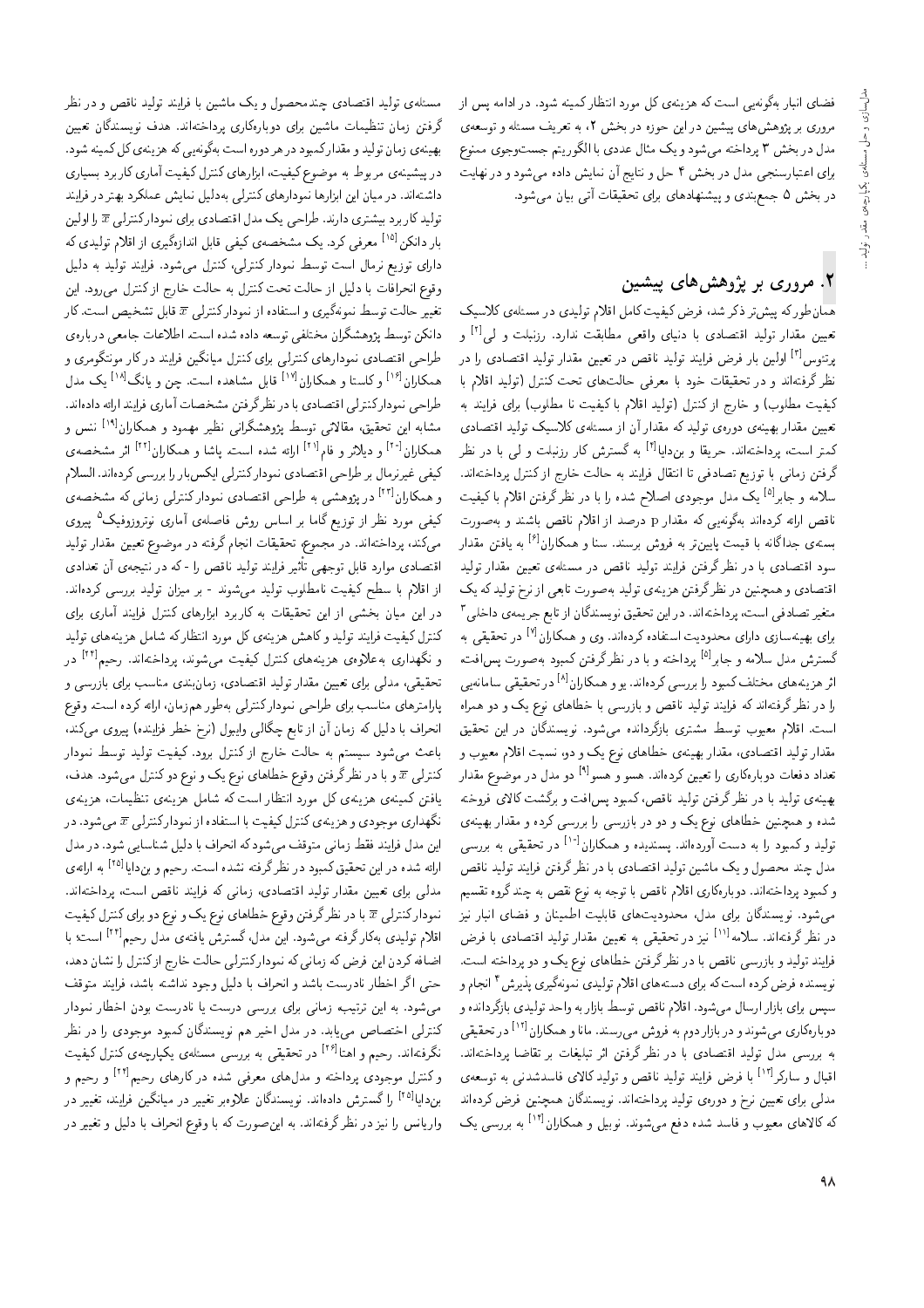فضای انبار به‌گونه‌یی است که هزینه‌ی کل مورد انتظار کمینه شود. در ادامه پس از مروری بر پژوهش‌های پیشین در این حوزه در بخش ۲، به تعریف مسئله و توسعه‌ی مدل در بخش ۳ پرداخته می‌شود و یک مثال عددی با الگوریتم جست‌وجوی ممنوع برای اعتبارسنجی مدل در بخش ۴ حل و نتایج آن نمایش داده می‌شود و در نهایت در بخش ۵ جمع‌بندی و پیشنهادهای برای تحقیقات آتی بیان می‌شود.

## ۲. مروری بر پژوهش‌های پیشین

همان‌طور که پیش‌تر ذکر شد، فرض کیفیت کامل اقلام تولیدی در مسئله‌ی کلاسیک تعیین مقدار تولید اقتصادی با دنیای واقعی مطابقت ندارد. رزنبلت و لی[۲] و پرتئوس[۳] اولین بار فرض فرایند تولید ناقص در تعیین مقدار تولید اقتصادی را در نظر گرفته‌اند و در تحقیقات خود با معرفی حالت‌های تحت کنترل (تولید اقلام با کیفیت مطلوب) و خارج از کنترل (تولید اقلام با کیفیت نا مطلوب) برای فرایند به تعیین مقدار بهینه‌ی دوره‌ی تولید که مقدار آن از مسئله‌ی کلاسیک تولید اقتصادی کمتر است، پرداخته‌اند. حریقا و بن‌دایا[۴] به گسترش کار رزنبلت و لی با در نظر گرفتن زمانی با توزیع تصادفی تا انتقال فرایند به حالت خارج از کنترل پرداخته‌اند. سلامه و جابر[۵] یک مدل موجودی اصلاح شده را با در نظر گرفتن اقلام با کیفیت ناقص ارائه کرده‌اند به‌گونه‌یی که مقدار p درصد از اقلام ناقص باشند و به‌صورت بسته‌ی جداگانه با قیمت پایین‌تر به فروش برسند. سنا و همکاران[۶] به یافتن مقدار سود اقتصادی با در نظر گرفتن فرایند تولید ناقص در مسئله‌ی تعیین مقدار تولید اقتصادی و همچنین در نظر گرفتن هزینه‌ی تولید به‌صورت تابعی از نرخ تولید که یک متغیر تصادفی است، پرداخته‌اند. در این تحقیق نویسندگان از تابع جریمه‌ی داخلی[۳] برای بهینه‌سازی دارای محدودیت استفاده کرده‌اند. وی و همکاران[۷] در تحقیقی به گسترش مدل سلامه و جابر[۵] پرداخته و با در نظر گرفتن کمبود به‌صورت پس‌افت، اثر هزینه‌های مختلف کمبود را بررسی کرده‌اند. یو و همکاران[۸] در تحقیقی سامانه‌یی را در نظر گرفته‌اند که فرایند تولید ناقص و بازرسی با خطاهای نوع یک و دو همراه است. اقلام معیوب توسط مشتری بازگردانده می‌شود. نویسندگان در این تحقیق مقدار تولید اقتصادی، مقدار بهینه‌ی خطاهای نوع یک و دو، نسبت اقلام معیوب و تعداد دفعات دوباره‌کاری را تعیین کرده‌اند. هسو و هسو[۹] دو مدل در موضوع مقدار بهینه‌ی تولید با در نظر گرفتن تولید ناقص، کمبود پس‌افت و برگشت کالای فروخته شده و همچنین خطاهای نوع یک و دو در بازرسی را بررسی کرده و مقدار بهینه‌ی تولید و کمبود را به دست آورده‌اند. پسندیده و همکاران[۱۰] در تحقیقی به بررسی مدل چند محصول و یک ماشین تولید اقتصادی با در نظر گرفتن فرایند تولید ناقص و کمبود پرداخته‌اند. دوباره‌کاری اقلام ناقص با توجه به نوع نقص به چند گروه تقسیم می‌شود. نویسندگان برای مدل، محدودیت‌های قابلیت اطمینان و فضای انبار نیز در نظر گرفته‌اند. سلامه[۱۱] نیز در تحقیقی به تعیین مقدار تولید اقتصادی با فرض فرایند تولید و بازرسی ناقص و با در نظر گرفتن خطاهای نوع یک و دو پرداخته است. نویسنده فرض کرده است که برای دسته‌های اقلام تولیدی نمونه‌گیری پذیرش[۴] انجام و سپس برای بازار ارسال می‌شود. اقلام ناقص توسط بازار به واحد تولیدی بازگردانده و دوباره‌کاری می‌شوند و در بازار دوم به فروش می‌رسند. مانا و همکاران[۱۲] در تحقیقی به بررسی مدل تولید اقتصادی با در نظر گرفتن اثر تبلیغات بر تقاضا پرداخته‌اند. اقبال و سارکر[۱۳] با فرض فرایند تولید ناقص و تولید کالای فاسدشدنی به توسعه‌ی مدلی برای تعیین نرخ و دوره‌ی تولید پرداخته‌اند. نویسندگان همچنین فرض کرده‌اند که کالاهای معیوب و فاسد شده دفع می‌شوند. نوبیل و همکاران[۱۴] به بررسی یک مسئله‌ی تولید اقتصادی چندمحصول و یک ماشین با فرایند تولید ناقص و در نظر گرفتن زمان تنظیمات ماشین برای دوباره‌کاری پرداخته‌اند. هدف نویسندگان تعیین بهینه‌ی زمان تولید و مقدار کمبود است به‌گونه‌یی که هزینه‌ی کل کمینه شود.

در پیشینه‌ی مربوط به موضوع کیفیت، ابزارهای کنترل کیفیت آماری کاربرد بسیاری داشته‌اند. در میان این ابزارها نمودارهای کنترلی به‌دلیل نمایش عملکرد بهتر در فرایند تولید کاربرد بیشتری دارند. طراحی یک مدل اقتصادی برای نمودار کنترلی $\bar{x}$ را اولین بار دانکن[۱۵] معرفی کرد. یک مشخصه‌ی کیفی قابل اندازه‌گیری از اقلام تولیدی که دارای توزیع نرمال است توسط نمودار کنترلی، کنترل می‌شود. فرایند تولید به دلیل وقوع انحرافات با دلیل از حالت تحت کنترل به حالت خارج از کنترل می‌رود. این تغییر حالت توسط نمونه‌گیری و استفاده از نمودار کنترلی $\bar{x}$ قابل تشخیص است. کار دانکن توسط پژوهشگران مختلفی توسعه داده شده است. اطلاعات جامعی درباره‌ی طراحی اقتصادی نمودارهای کنترلی برای کنترل میانگین فرایند در کار مونتگومری و همکاران[۱۶] و کاستا و همکاران[۱۷] قابل مشاهده است. چن و یانگ[۱۸] یک مدل طراحی نمودار کنترلی اقتصادی با در نظر گرفتن مشخصات آماری فرایند ارائه داده‌اند. مشابه این تحقیق، مقالاتی توسط پژوهشگرانی نظیر مهمود و همکاران[۱۹] نئس و همکاران[۲۰] و دیلار و فام[۲۱] ارائه شده است. پاشا و همکاران[۲۲] اثر مشخصه‌ی کیفی غیرنرمال بر طراحی اقتصادی نمودار کنترلی ایکس‌بار را بررسی کرده‌اند. السلام و همکاران[۲۳] در پژوهشی به طراحی اقتصادی نمودار کنترلی زمانی که مشخصه‌ی کیفی مورد نظر از توزیع گاما بر اساس روش فاصله‌ی آماری نوتروزوفیک[۵] پیروی می‌کند، پرداخته‌اند. در مجموع، تحقیقات انجام گرفته در موضوع تعیین مقدار تولید اقتصادی موارد قابل توجهی تأثیر فرایند تولید ناقص را - که در نتیجه‌ی آن تعدادی از اقلام با سطح کیفیت نامطلوب تولید می‌شوند - بر میزان تولید بررسی کرده‌اند. در این میان بخشی از این تحقیقات به کاربرد ابزارهای کنترل فرایند آماری برای کنترل کیفیت فرایند تولید و کاهش هزینه‌ی کل مورد انتظار که شامل هزینه‌های تولید و نگهداری به‌علاوه‌ی هزینه‌های کنترل کیفیت می‌شوند، پرداخته‌اند. رحیم[۲۴] در تحقیقی، مدلی برای تعیین مقدار تولید اقتصادی، زمان‌بندی مناسب برای بازرسی و پارامترهای مناسب برای طراحی نمودار کنترلی به‌طور هم‌زمان، ارائه کرده است. وقوع انحراف با دلیل که زمان آن از تابع چگالی وایبول (نرخ خطر فزاینده) پیروی می‌کند، باعث می‌شود سیستم به حالت خارج از کنترل برود. کیفیت تولید توسط نمودار کنترلی $\bar{x}$ و با در نظر گرفتن وقوع خطاهای نوع یک و نوع دو کنترل می‌شود. هدف، یافتن کمینه‌ی هزینه‌ی کل مورد انتظار است که شامل هزینه‌ی تنظیمات، هزینه‌ی نگهداری موجودی و هزینه‌ی کنترل کیفیت با استفاده از نمودار کنترلی $\bar{x}$ می‌شود. در این مدل فرایند فقط زمانی متوقف می‌شود که انحراف با دلیل شناسایی شود. در مدل ارائه شده در این تحقیق کمبود در نظر گرفته نشده است. رحیم و بن‌دایا[۲۵] به ارائه‌ی مدلی برای تعیین مقدار تولید اقتصادی، زمانی که فرایند ناقص است، پرداخته‌اند. نمودار کنترلی $\bar{x}$ با در نظر گرفتن وقوع خطاهای نوع یک و نوع دو برای کنترل کیفیت اقلام تولیدی به‌کار گرفته می‌شود. این مدل، گسترش یافته‌ی مدل رحیم[۲۴] است؛ با اضافه کردن این فرض که زمانی که نمودار کنترلی حالت خارج از کنترل را نشان دهد، حتی اگر اخطار نادرست باشد و انحراف با دلیل وجود نداشته باشد، فرایند متوقف می‌شود. به این ترتیب زمانی برای بررسی درست یا نادرست بودن اخطار نمودار کنترلی اختصاص می‌یابد. در مدل اخیر هم نویسندگان کمبود موجودی را در نظر نگرفته‌اند. رحیم و اهتا[۲۶] در تحقیقی به بررسی مسئله‌ی یکپارچه‌ی کنترل کیفیت و کنترل موجودی پرداخته و مدل‌های معرفی شده در کارهای رحیم[۲۴] و رحیم و بن‌دایا[۲۵] را گسترش داده‌اند. نویسندگان علاوه‌بر تغییر در میانگین فرایند، تغییر در واریانس را نیز در نظر گرفته‌اند. به این‌صورت که با وقوع انحراف با دلیل و تغییر در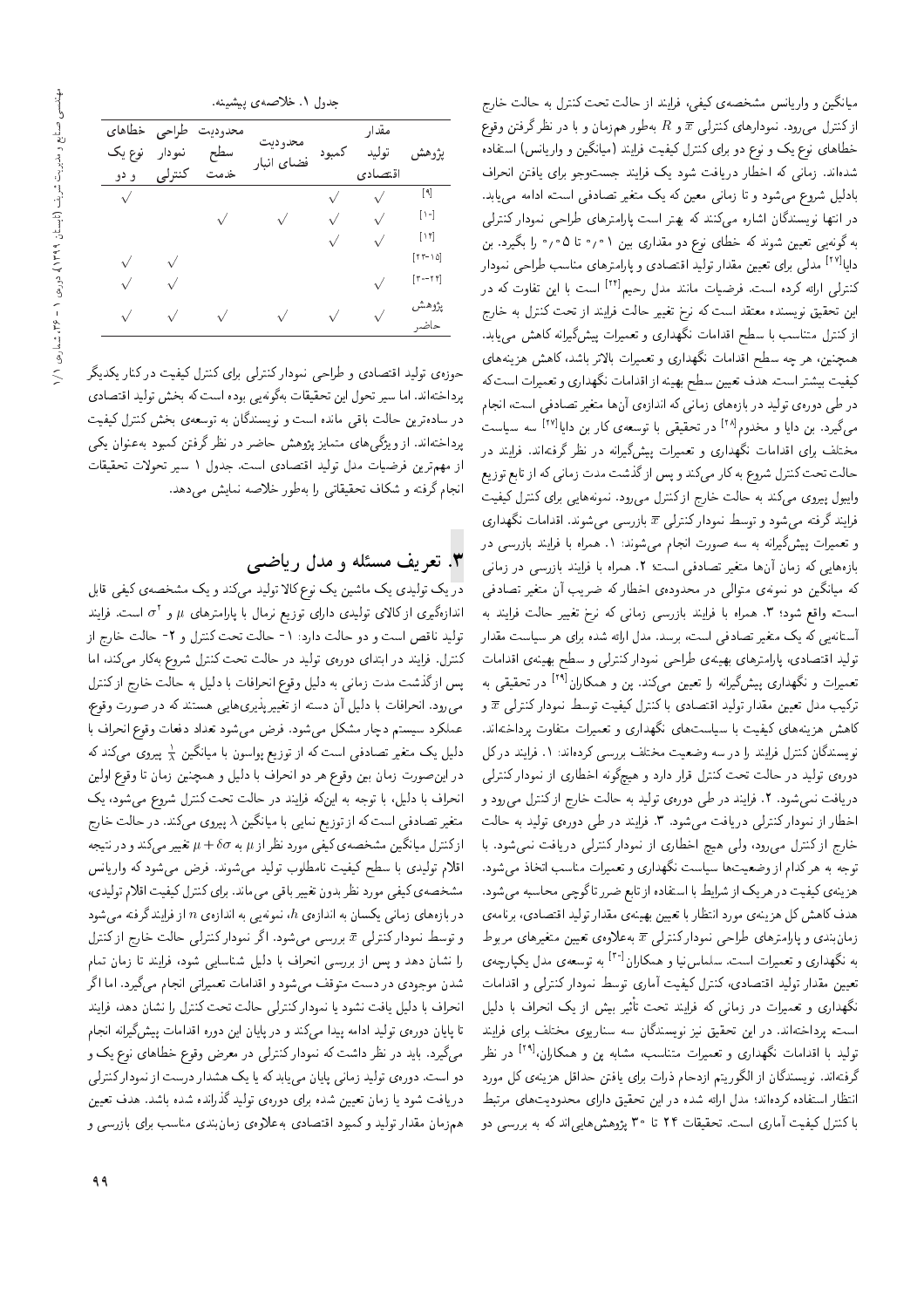میانگین و واریانس مشخصه‌ی کیفی، فرایند از حالت تحت کنترل به حالت خارج از کنترل می‌رود. نمودارهای کنترلی $\bar{x}$ و $R$ به‌طور هم‌زمان و با در نظر گرفتن وقوع خطاهای نوع یک و نوع دو برای کنترل کیفیت فرایند (میانگین و واریانس) استفاده شده‌اند. زمانی که اخطار دریافت شود یک فرایند جست‌وجو برای یافتن انحراف بادلیل شروع می‌شود و تا زمانی معین که یک متغیر تصادفی است، ادامه می‌یابد. در انتها نویسندگان اشاره می‌کنند که بهتر است پارامترهای طراحی نمودار کنترلی به گونه‌یی تعیین شوند که خطای نوع دو مقداری بین ۰٫۰۱ تا ۰٫۰۵ را بگیرد. بن دایا[27] مدلی برای تعیین مقدار تولید اقتصادی و پارامترهای مناسب طراحی نمودار کنترلی ارائه کرده است. فرضیات مانند مدل رحیم[24] است با این تفاوت که در این تحقیق نویسنده معتقد است که نرخ تغییر حالت فرایند از تحت کنترل به خارج از کنترل متناسب با سطح اقدامات نگهداری و تعمیرات پیش‌گیرانه کاهش می‌یابد. همچنین، هر چه سطح اقدامات نگهداری و تعمیرات بالاتر باشد، کاهش هزینه‌های کیفیت بیشتر است. هدف تعیین سطح بهینه از اقدامات نگهداری و تعمیرات است که در طی دوره‌ی تولید در بازه‌های زمانی که اندازه‌ی آنها متغیر تصادفی است، انجام می‌گیرد. بن دایا و مخدوم[28] در تحقیقی با توسعه‌ی کار بن دایا[27] سه سیاست مختلف برای اقدامات نگهداری و تعمیرات پیش‌گیرانه در نظر گرفته‌اند. فرایند در حالت تحت کنترل شروع به کار می‌کند و پس از گذشت مدت زمانی که از تابع توزیع وایبول پیروی می‌کند به حالت خارج از کنترل می‌رود. نمونه‌هایی برای کنترل کیفیت فرایند گرفته می‌شود و توسط نمودار کنترلی $\bar{x}$ بازرسی می‌شوند. اقدامات نگهداری و تعمیرات پیش‌گیرانه به سه صورت انجام می‌شوند: ۱. همراه با فرایند بازرسی در بازه‌هایی که زمان آنها متغیر تصادفی است؛ ۲. همراه با فرایند بازرسی در زمانی که میانگین دو نمونه‌ی متوالی در محدوده‌ی اخطار که ضریب آن متغیر تصادفی است، واقع شود؛ ۳. همراه با فرایند بازرسی زمانی که نرخ تغییر حالت فرایند به آستانه‌یی که یک متغیر تصادفی است، برسد. مدل ارائه شده برای هر سیاست مقدار تولید اقتصادی، پارامترهای بهینه‌ی طراحی نمودار کنترلی و سطح بهینه‌ی اقدامات تعمیرات و نگهداری پیش‌گیرانه را تعیین می‌کند. پن و همکاران[29] در تحقیقی به ترکیب مدل تعیین مقدار تولید اقتصادی با کنترل کیفیت توسط نمودار کنترلی $\bar{x}$ و کاهش هزینه‌های کیفیت با سیاست‌های نگهداری و تعمیرات متفاوت پرداخته‌اند. نویسندگان کنترل فرایند را در سه وضعیت مختلف بررسی کرده‌اند: ۱. فرایند در کل دوره‌ی تولید در حالت تحت کنترل قرار دارد و هیچ‌گونه اخطاری از نمودار کنترلی دریافت نمی‌شود. ۲. فرایند در طی دوره‌ی تولید به حالت خارج از کنترل می‌رود و اخطار از نمودار کنترلی دریافت می‌شود. ۳. فرایند در طی دوره‌ی تولید به حالت خارج از کنترل می‌رود، ولی هیچ اخطاری از نمودار کنترلی دریافت نمی‌شود. با توجه به هر کدام از وضعیت‌ها سیاست نگهداری و تعمیرات مناسب اتخاذ می‌شود. هزینه‌ی کیفیت در هر یک از شرایط با استفاده از تابع ضرر تاگوچی محاسبه می‌شود. هدف کاهش کل هزینه‌ی مورد انتظار با تعیین بهینه‌ی مقدار تولید اقتصادی، برنامه‌ی زمان‌بندی و پارامترهای طراحی نمودار کنترلی $\bar{x}$ به‌علاوه‌ی تعیین متغیرهای مربوط به نگهداری و تعمیرات است. سلماس‌نیا و همکاران[30] به توسعه‌ی مدل یکپارچه‌ی تعیین مقدار تولید اقتصادی، کنترل کیفیت آماری توسط نمودار کنترلی و اقدامات نگهداری و تعمیرات در زمانی که فرایند تحت تأثیر بیش از یک انحراف با دلیل است، پرداخته‌اند. در این تحقیق نیز نویسندگان سناریوی مختلف برای فرایند تولید با اقدامات نگهداری و تعمیرات متناسب، مشابه پن و همکاران،[29] در نظر گرفته‌اند. نویسندگان از الگوریتم ازدحام ذرات برای یافتن حداقل هزینه‌ی کل مورد انتظار استفاده کرده‌اند؛ مدل ارائه شده در این تحقیق دارای محدودیت‌های مرتبط با کنترل کیفیت آماری است. تحقیقات ۲۴ تا ۳۰ پژوهش‌هایی‌اند که به بررسی دو

جدول ۱. خلاصه‌ی پیشینه.

| پژوهش | مقدار تولید اقتصادی | کمبود | محدودیت فضای انبار | محدودیت سطح خدمت | طراحی نمودار کنترلی | خطاهای نوع یک و دو |
|---|---|---|---|---|---|---|
| [9] | ✓ | ✓ | | | | ✓ |
| [10] | ✓ | ✓ | ✓ | ✓ | | |
| [14] | ✓ | ✓ | | | | |
| [15-23] | | | | | ✓ | ✓ |
| [24-30] | ✓ | | | | ✓ | ✓ |
| پژوهش حاضر | ✓ | ✓ | ✓ | ✓ | ✓ | ✓ |

حوزه‌ی تولید اقتصادی و طراحی نمودار کنترلی برای کنترل کیفیت در کنار یکدیگر پرداخته‌اند. اما سیر تحول این تحقیقات به‌گونه‌یی بوده است که بخش تولید اقتصادی در ساده‌ترین حالت باقی مانده است و نویسندگان به توسعه‌ی بخش کنترل کیفیت پرداخته‌اند. از ویژگی‌های متمایز پژوهش حاضر در نظر گرفتن کمبود به‌عنوان یکی از مهم‌ترین فرضیات مدل تولید اقتصادی است. جدول ۱ سیر تحولات تحقیقات انجام گرفته و شکاف تحقیقاتی را به‌طور خلاصه نمایش می‌دهد.

## ۳. تعریف مسئله و مدل ریاضی

در یک تولیدی یک ماشین یک نوع کالا تولید می‌کند و یک مشخصه‌ی کیفی قابل اندازه‌گیری از کالای تولیدی دارای توزیع نرمال با پارامترهای $\mu$ و $\sigma^2$ است. فرایند تولید ناقص است و دو حالت دارد: ۱- حالت تحت کنترل و ۲- حالت خارج از کنترل. فرایند در ابتدای دوره‌ی تولید در حالت تحت کنترل شروع به‌کار می‌کند، اما پس از گذشت مدت زمانی به دلیل وقوع انحرافات با دلیل به حالت خارج از کنترل می‌رود. انحرافات با دلیل آن دسته از تغییرپذیری‌هایی هستند که در صورت وقوع، عملکرد سیستم دچار مشکل می‌شود. فرض می‌شود تعداد دفعات وقوع انحراف با دلیل یک متغیر تصادفی است که از توزیع پواسون با میانگین $\frac{1}{\lambda}$ پیروی می‌کند که در این‌صورت زمان بین وقوع هر دو انحراف با دلیل و همچنین زمان تا وقوع اولین انحراف با دلیل، با توجه به اینکه فرایند در حالت تحت کنترل شروع می‌شود، یک متغیر تصادفی است که از توزیع نمایی با میانگین $\lambda$ پیروی می‌کند. در حالت خارج از کنترل میانگین مشخصه‌ی کیفی مورد نظر از $\mu$ به $\mu + \delta\sigma$ تغییر می‌کند و در نتیجه اقلام تولیدی با سطح کیفیت نامطلوب تولید می‌شوند. فرض می‌شود که واریانس مشخصه‌ی کیفی مورد نظر بدون تغییر باقی می‌ماند. برای کنترل کیفیت اقلام تولیدی، در بازه‌های زمانی یکسان به اندازه‌ی $h$، نمونه‌یی به اندازه‌ی $n$ از فرایند گرفته می‌شود و توسط نمودار کنترلی $\bar{x}$ بررسی می‌شود. اگر نمودار کنترلی حالت خارج از کنترل را نشان دهد و پس از بررسی انحراف با دلیل شناسایی شود، فرایند تا زمان تمام شدن موجودی در دست متوقف می‌شود و اقدامات تعمیراتی انجام می‌گیرد. اما اگر انحراف با دلیل یافت نشود یا نمودار کنترلی حالت تحت کنترل را نشان دهد، فرایند تا پایان دوره‌ی تولید ادامه پیدا می‌کند و در پایان این دوره اقدامات پیش‌گیرانه انجام می‌گیرد. باید در نظر داشت که نمودار کنترلی در معرض وقوع خطاهای نوع یک و دو است. دوره‌ی تولید زمانی پایان می‌یابد که یا یک هشدار درست از نمودار کنترلی دریافت شود یا زمان تعیین شده برای دوره‌ی تولید گذرانده شده باشد. هدف تعیین هم‌زمان مقدار تولید و کمبود اقتصادی به‌علاوه‌ی زمان‌بندی مناسب برای بازرسی و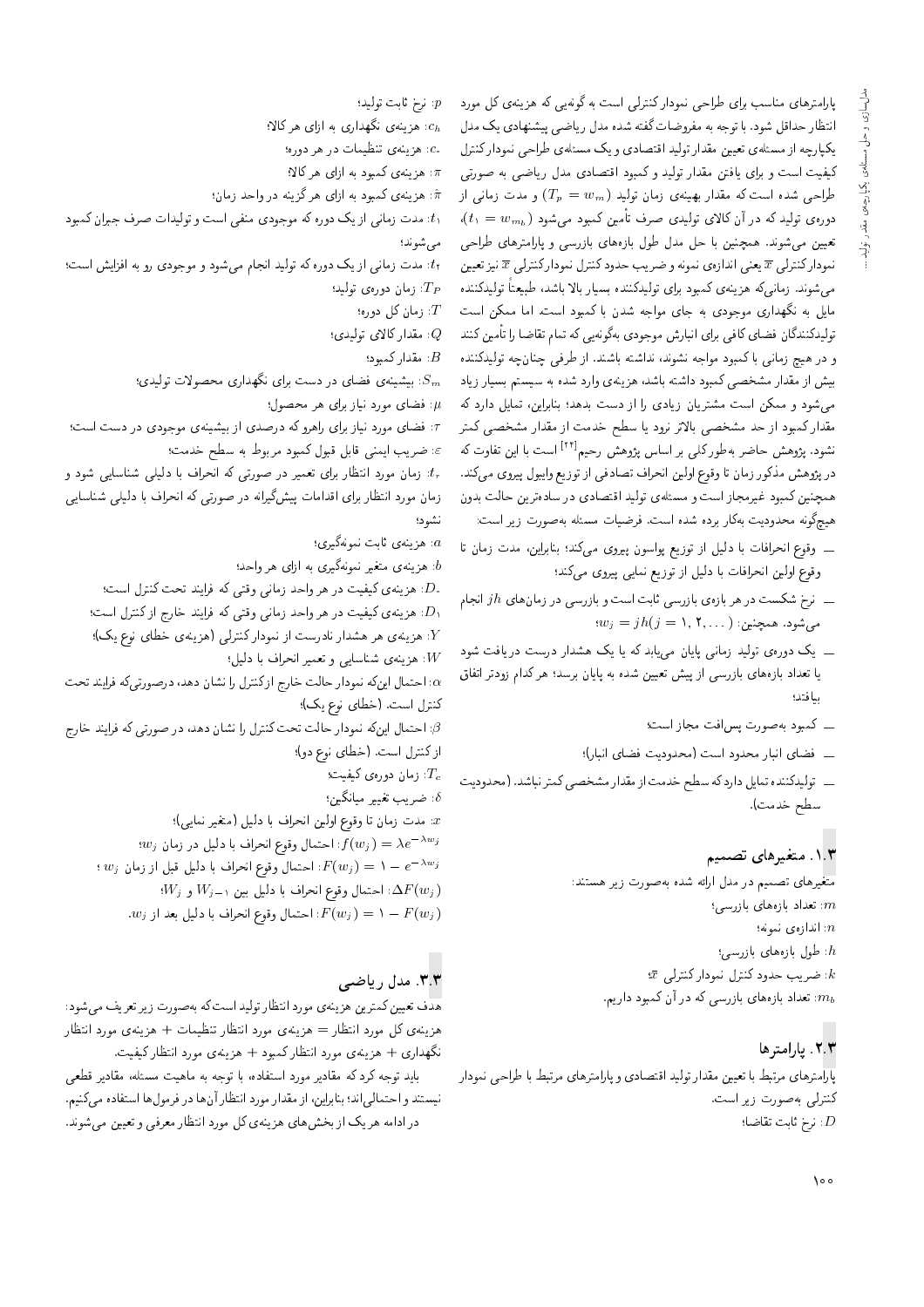پارامترهای مناسب برای طراحی نمودار کنترلی است به گونه‌یی که هزینه‌ی کل مورد انتظار حداقل شود. با توجه به مفروضات گفته شده مدل ریاضی پیشنهادی یک مدل یکپارچه از مسئله‌ی تعیین مقدار تولید اقتصادی و یک مسئله‌ی طراحی نمودار کنترل کیفیت است و برای یافتن مقدار تولید و کمبود اقتصادی مدل ریاضی به صورتی طراحی شده است که مقدار بهینه‌ی زمان تولید ($T_p = w_m$) و مدت زمانی از دوره‌ی تولید که در آن کالای تولیدی صرف تأمین کمبود می‌شود ($t_1 = w_{m_b}$)، تعیین می‌شوند. همچنین با حل مدل طول بازه‌های بازرسی و پارامترهای طراحی نمودار کنترلی $\bar{x}$ یعنی اندازه‌ی نمونه و ضریب حدود کنترل نمودار کنترلی $\bar{x}$ نیز تعیین می‌شوند. زمانی که هزینه‌ی کمبود برای تولیدکننده بسیار بالا باشد، طبیعتاً تولیدکننده مایل به نگهداری موجودی به جای مواجه شدن با کمبود است. اما ممکن است تولیدکنندگان فضای کافی برای انبارش موجودی به گونه‌یی که تمام تقاضا را تأمین کنند و در هیچ زمانی با کمبود مواجه نشوند، نداشته باشند. از طرفی چنانچه تولیدکننده بیش از مقدار مشخصی کمبود داشته باشد، هزینه‌ی وارد شده به سیستم بسیار زیاد می‌شود و ممکن است مشتریان زیادی را از دست بدهد؛ بنابراین، تمایل دارد که مقدار کمبود از حد مشخصی بالاتر نرود یا سطح خدمت از مقدار مشخصی کمتر نشود. پژوهش حاضر به طور کلی بر اساس پژوهش رحیم[24] است با این تفاوت که در پژوهش مذکور زمان تا وقوع اولین انحراف تصادفی از توزیع وایبول پیروی می‌کند. همچنین کمبود غیرمجاز است و مسئله‌ی تولید اقتصادی در ساده‌ترین حالت بدون هیچ‌گونه محدودیت به‌کار برده شده است. فرضیات مسئله به صورت زیر است:

- وقوع انحرافات با دلیل از توزیع پواسون پیروی می‌کند؛ بنابراین، مدت زمان تا وقوع اولین انحرافات با دلیل از توزیع نمایی پیروی می‌کند؛
- نرخ شکست در هر بازه‌ی بازرسی ثابت است و بازرسی در زمان‌های $jh$ انجام می‌شود. همچنین: $w_j = jh (j = 1, 2, \dots)$؛
- یک دوره‌ی تولید زمانی پایان می‌یابد که یا یک هشدار درست دریافت شود یا تعداد بازه‌های بازرسی از پیش تعیین شده به پایان برسد؛ هر کدام زودتر اتفاق بیافتد؛
- کمبود به صورت پس‌افت مجاز است؛
- فضای انبار محدود است (محدودیت فضای انبار)؛
- تولیدکننده تمایل دارد که سطح خدمت از مقدار مشخصی کمتر نباشد. (محدودیت سطح خدمت).

## ۱.۳. متغیرهای تصمیم

متغیرهای تصمیم در مدل ارائه شده به صورت زیر هستند:

$m$: تعداد بازه‌های بازرسی؛

$n$: اندازه‌ی نمونه؛

$h$: طول بازه‌های بازرسی؛

$k$: ضریب حدود کنترل نمودار کنترلی $\bar{x}$؛

$m_b$: تعداد بازه‌های بازرسی که در آن کمبود داریم.

## ۲.۳. پارامترها

پارامترهای مرتبط با تعیین مقدار تولید اقتصادی و پارامترهای مرتبط با طراحی نمودار کنترلی به صورت زیر است.

$D$: نرخ ثابت تقاضا؛

$p$: نرخ ثابت تولید؛

$c_h$: هزینه‌ی نگهداری به ازای هر کالا؛

$c_s$: هزینه‌ی تنظیمات در هر دوره؛

$\pi$: هزینه‌ی کمبود به ازای هر کالا؛

$\hat{\pi}$: هزینه‌ی کمبود به ازای هر گزینه در واحد زمان؛

$t_1$: مدت زمانی از یک دوره که موجودی منفی است و تولیدات صرف جبران کمبود می‌شوند؛

$t_2$: مدت زمانی از یک دوره که تولید انجام می‌شود و موجودی رو به افزایش است؛

$T_P$: زمان دوره‌ی تولید؛

$T$: زمان کل دوره؛

$Q$: مقدار کالای تولیدی؛

$B$: مقدار کمبود؛

$S_m$: بیشینه‌ی فضای در دست برای نگهداری محصولات تولیدی؛

$\mu$: فضای مورد نیاز برای هر محصول؛

$\tau$: فضای مورد نیاز برای راهرو که درصدی از بیشینه‌ی موجودی در دست است؛

$\varepsilon$: ضریب ایمنی قابل قبول کمبود مربوط به سطح خدمت؛

$t_r$: زمان مورد انتظار برای تعمیر در صورتی که انحراف با دلیلی شناسایی شود و زمان مورد انتظار برای اقدامات پیشگیرانه در صورتی که انحراف با دلیلی شناسایی نشود؛

$a$: هزینه‌ی ثابت نمونه‌گیری؛

$b$: هزینه‌ی متغیر نمونه‌گیری به ازای هر واحد؛

$D_\circ$: هزینه‌ی کیفیت در هر واحد زمانی وقتی که فرایند تحت کنترل است؛

$D_1$: هزینه‌ی کیفیت در هر واحد زمانی وقتی که فرایند خارج از کنترل است؛

$Y$: هزینه‌ی هر هشدار نادرست از نمودار کنترلی (هزینه‌ی خطای نوع یک)؛

$W$: هزینه‌ی شناسایی و تعمیر انحراف با دلیل؛

$\alpha$: احتمال این‌که نمودار حالت خارج از کنترل را نشان دهد، درصورتی که فرایند تحت کنترل است. (خطای نوع یک)؛

$\beta$: احتمال این‌که نمودار حالت تحت کنترل را نشان دهد، در صورتی که فرایند خارج از کنترل است. (خطای نوع دو)؛

$T_c$: زمان دوره‌ی کیفیت؛

$\delta$: ضریب تغییر میانگین؛

$x$: مدت زمان تا وقوع اولین انحراف با دلیل (متغیر نمایی)؛

$f(w_j) = \lambda e^{-\lambda w_j}$: احتمال وقوع انحراف با دلیل در زمان $w_j$؛

$F(w_j) = 1 - e^{-\lambda w_j}$: احتمال وقوع انحراف با دلیل قبل از زمان $w_j$؛

$\Delta F(w_j)$: احتمال وقوع انحراف با دلیل بین $W_{j-1}$ و $W_j$؛

$\bar{F}(w_j) = 1 - F(w_j)$: احتمال وقوع انحراف با دلیل بعد از $w_j$.

## ۳.۳. مدل ریاضی

هدف تعیین کمترین هزینه‌ی مورد انتظار تولید است که به صورت زیر تعریف می‌شود: هزینه‌ی کل مورد انتظار = هزینه‌ی مورد انتظار تنظیمات + هزینه‌ی مورد انتظار نگهداری + هزینه‌ی مورد انتظار کمبود + هزینه‌ی مورد انتظار کیفیت.

باید توجه کرد که مقادیر مورد استفاده، با توجه به ماهیت مسئله، مقادیر قطعی نیستند و احتمالی‌اند؛ بنابراین، از مقدار مورد انتظار آن‌ها در فرمول‌ها استفاده می‌کنیم. در ادامه هر یک از بخش‌های هزینه‌ی کل مورد انتظار معرفی و تعیین می‌شوند.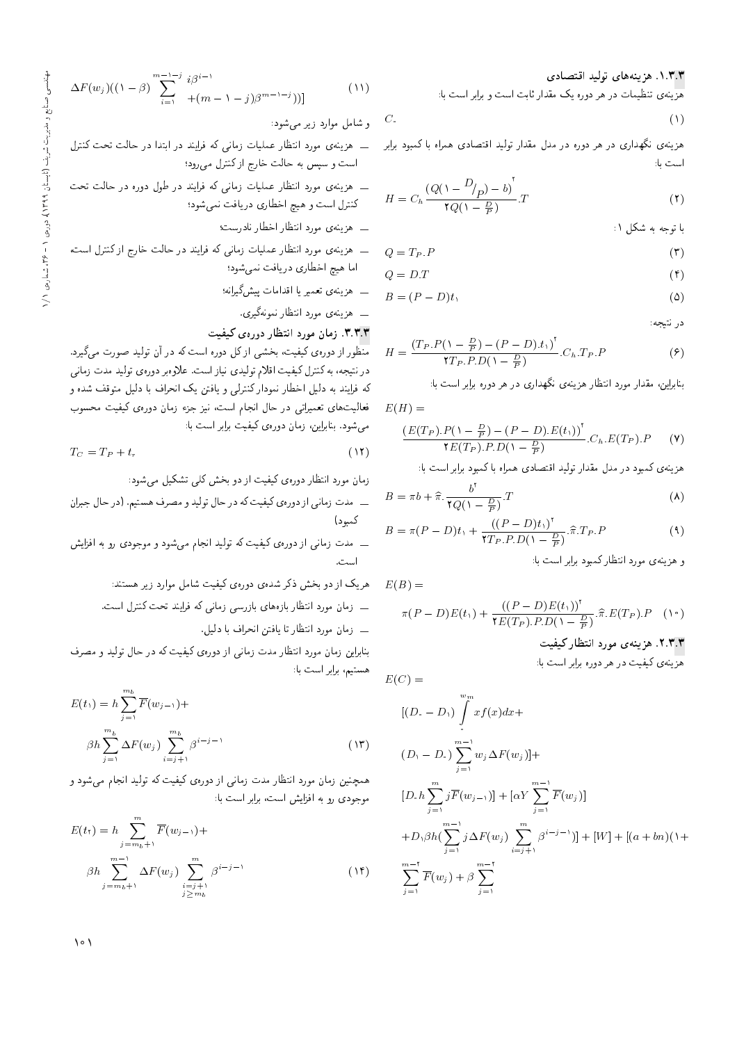### ۱.۳.۳. هزینه‌های تولید اقتصادی

هزینه‌ی تنظیمات در هر دوره یک مقدار ثابت است و برابر است با:

$$C_0 \tag{1}$$

هزینه‌ی نگهداری در هر دوره در مدل مقدار تولید اقتصادی همراه با کمبود برابر است با:

$$H = C_h \frac{\left(Q(1 - {D}/{P}) - b\right)^2}{2Q(1 - \frac{D}{P})}.T \tag{2}$$

با توجه به شکل ۱:

$$Q = T_P.P \tag{3}$$

$$Q = D.T \tag{4}$$

$$B = (P - D)t_1 \tag{5}$$

در نتیجه:

$$H = \frac{\left(T_P.P(1 - \frac{D}{P}) - (P - D).t_1\right)^2}{2T_P.P.D(1 - \frac{D}{P})}.C_h.T_P.P \tag{6}$$

بنابراین، مقدار مورد انتظار هزینه‌ی نگهداری در هر دوره برابر است با:

$$E(H) = \frac{\left(E(T_P).P(1 - \frac{D}{P}) - (P - D).E(t_1)\right)^2}{2E(T_P).P.D(1 - \frac{D}{P})}.C_h.E(T_P).P \tag{7}$$

هزینه‌ی کمبود در مدل مقدار تولید اقتصادی همراه با کمبود برابر است با:

$$B = \pi b + \widehat{\pi}.\frac{b^2}{2Q(1 - \frac{D}{P})}.T \tag{8}$$

$$B = \pi(P - D)t_1 + \frac{\left((P - D)t_1\right)^2}{2T_P.P.D(1 - \frac{D}{P})}.\widehat{\pi}.T_P.P \tag{9}$$

و هزینه‌ی مورد انتظار کمبود برابر است با:

$$E(B) = \pi(P - D)E(t_1) + \frac{\left((P - D)E(t_1)\right)^2}{2E(T_P).P.D(1 - \frac{D}{P})}.\widehat{\pi}.E(T_P).P \tag{10}$$

### ۲.۳.۳. هزینه‌ی مورد انتظار کیفیت

هزینه‌ی کیفیت در هر دوره برابر است با:

$$E(C) = [(D_0 - D_1)\int_0^{w_m} xf(x)dx + (D_1 - D_0)\sum_{j=1}^{m-1} w_j \Delta F(w_j)] + [D_0 h \sum_{j=1}^{m} j\overline{F}(w_{j-1})] + [\alpha Y \sum_{j=1}^{m-1} \overline{F}(w_j)] + D_1 \beta h(\sum_{j=1}^{m-1} j\Delta F(w_j) \sum_{i=j+1}^{m} \beta^{i-j-1})] + [W] + [(a + bn)(1 + \sum_{j=1}^{m-2} \overline{F}(w_j) + \beta \sum_{j=1}^{m-2}$$

$$\Delta F(w_j)((1-\beta)\sum_{i=1}^{m-1-j} i\beta^{i-1} + (m-1-j)\beta^{m-1-j}))] \tag{11}$$

و شامل موارد زیر می‌شود:

- هزینه‌ی مورد انتظار عملیات زمانی که فرایند در ابتدا در حالت تحت کنترل است و سپس به حالت خارج از کنترل می‌رود؛
- هزینه‌ی مورد انتظار عملیات زمانی که فرایند در طول دوره در حالت تحت کنترل است و هیچ اخطاری دریافت نمی‌شود؛
- هزینه‌ی مورد انتظار اخطار نادرست؛
- هزینه‌ی مورد انتظار عملیات زمانی که فرایند در حالت خارج از کنترل است، اما هیچ اخطاری دریافت نمی‌شود؛
- هزینه‌ی تعمیر یا اقدامات پیش‌گیرانه؛
- هزینه‌ی مورد انتظار نمونه‌گیری.

### ۳.۳.۳. زمان مورد انتظار دوره‌ی کیفیت

منظور از دوره‌ی کیفیت، بخشی از کل دوره است که در آن تولید صورت می‌گیرد. در نتیجه، به کنترل کیفیت اقلام تولیدی نیاز است. علاوه بر دوره‌ی تولید مدت زمانی که فرایند به دلیل اخطار نمودار کنترلی و یافتن یک انحراف با دلیل متوقف شده و فعالیت‌های تعمیراتی در حال انجام است، نیز جزء زمان دوره‌ی کیفیت محسوب می‌شود. بنابراین، زمان دوره‌ی کیفیت برابر است با:

$$T_C = T_P + t_r \tag{12}$$

زمان مورد انتظار دوره‌ی کیفیت از دو بخش کلی تشکیل می‌شود:

- مدت زمانی از دوره‌ی کیفیت که در حال تولید و مصرف هستیم. (در حال جبران کمبود)
- مدت زمانی از دوره‌ی کیفیت که تولید انجام می‌شود و موجودی رو به افزایش است.

هر یک از دو بخش ذکر شده‌ی دوره‌ی کیفیت شامل موارد زیر هستند:

- زمان مورد انتظار بازه‌های بازرسی زمانی که فرایند تحت کنترل است.
- زمان مورد انتظار تا یافتن انحراف با دلیل.

بنابراین زمان مورد انتظار مدت زمانی از دوره‌ی کیفیت که در حال تولید و مصرف هستیم، برابر است با:

$$E(t_1) = h\sum_{j=1}^{m_b} \overline{F}(w_{j-1}) + \beta h \sum_{j=1}^{m_b} \Delta F(w_j) \sum_{i=j+1}^{m_b} \beta^{i-j-1} \tag{13}$$

همچنین زمان مورد انتظار مدت زمانی از دوره‌ی کیفیت که تولید انجام می‌شود و موجودی رو به افزایش است، برابر است با:

$$E(t_2) = h\sum_{j=m_b+1}^{m} \overline{F}(w_{j-1}) + \beta h \sum_{j=m_b+1}^{m-1} \Delta F(w_j) \sum_{\substack{i=j+1 \\ j \geq m_b}}^{m} \beta^{i-j-1} \tag{14}$$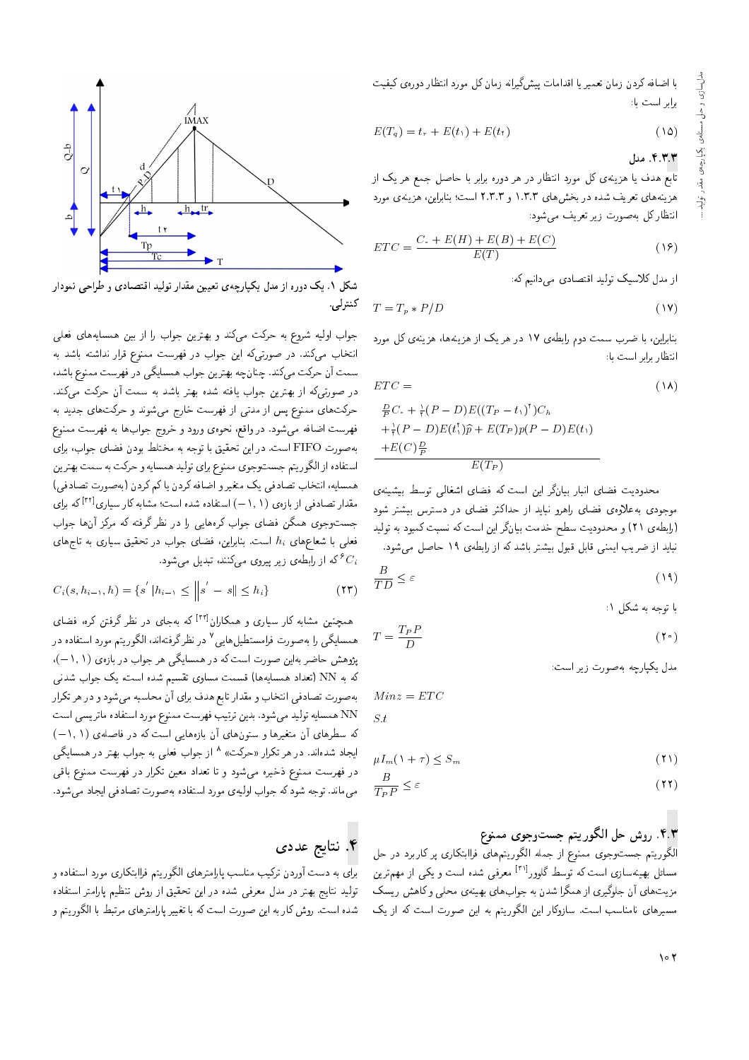با اضافه کردن زمان تعمیر یا اقدامات پیشگیرانه زمان کل مورد انتظار دوره‌ی کیفیت برابر است با:

$$E(T_q) = t_r + E(t_1) + E(t_2) \tag{15}$$

### ۴.۳.۳. مدل

تابع هدف یا هزینه‌ی کل مورد انتظار در هر دوره برابر با حاصل جمع هر یک از هزینه‌های تعریف شده در بخش‌های ۱.۳.۳ و ۲.۳.۳ است؛ بنابراین، هزینه‌ی مورد انتظار کل به‌صورت زیر تعریف می‌شود:

$$ETC = \frac{C_0 + E(H) + E(B) + E(C)}{E(T)} \tag{16}$$

از مدل کلاسیک تولید اقتصادی می‌دانیم که:

$$T = T_p * P/D \tag{17}$$

بنابراین، با ضرب سمت دوم رابطه‌ی ۱۷ در هر یک از هزینه‌ها، هزینه‌ی کل مورد انتظار برابر است با:

$$ETC = \frac{\frac{D}{P}C_0 + \frac{1}{2}(P-D)E((T_P - t_1)^2)C_h + \frac{1}{2}(P-D)E(t_1^2)\widehat{p} + E(T_P)p(P-D)E(t_1) + E(C)\frac{D}{P}}{E(T_P)} \tag{18}$$

محدودیت فضای انبار بیانگر این است که فضای اشغالی توسط بیشینه‌ی موجودی به‌علاوه‌ی فضای راهرو نباید از حداکثر فضای در دسترس بیشتر شود (رابطه‌ی ۲۱) و محدودیت سطح خدمت بیانگر این است که نسبت کمبود به تولید نباید از ضریب ایمنی قابل قبول بیشتر باشد که از رابطه‌ی ۱۹ حاصل می‌شود.

$$\frac{B}{TD} \leq \varepsilon \tag{19}$$

با توجه به شکل ۱:

$$T = \frac{T_P P}{D} \tag{20}$$

مدل یکپارچه به‌صورت زیر است:

$$Min z = ETC$$

$$S.t$$

$$\mu I_m(1+\tau) \leq S_m \tag{21}$$

$$\frac{B}{T_P P} \leq \varepsilon \tag{22}$$

## ۴.۳. روش حل الگوریتم جست‌وجوی ممنوع

الگوریتم جست‌وجوی ممنوع از جمله الگوریتم‌های فراابتکاری پر کاربرد در حل مسائل بهینه‌سازی است که توسط گلوور[21] معرفی شده است و یکی از مهم‌ترین مزیت‌های آن جلوگیری از همگرا شدن به جواب‌های بهینه‌ی محلی و کاهش ریسک مسیرهای نامناسب است. سازوکار این الگوریتم به این صورت است که از یک جواب اولیه شروع به حرکت می‌کند و بهترین جواب را از بین همسایه‌های فعلی انتخاب می‌کند. در صورتی‌که این جواب در فهرست ممنوع قرار نداشته باشد به سمت آن حرکت می‌کند. چنان‌چه بهترین جواب همسایگی در فهرست ممنوع باشد، در صورتی‌که از بهترین جواب یافته شده بهتر باشد به سمت آن حرکت می‌کند. حرکت‌های ممنوع پس از مدتی از فهرست خارج می‌شوند و حرکت‌های جدید به فهرست اضافه می‌شود. در واقع، نحوه‌ی ورود و خروج جواب‌ها به فهرست ممنوع به‌صورت FIFO است. در این تحقیق با توجه به مختلط بودن فضای جواب، برای استفاده از الگوریتم جست‌وجوی ممنوع برای تولید همسایه و حرکت به سمت بهترین همسایه، انتخاب تصادفی یک متغیر و اضافه کردن یا کم کردن (به‌صورت تصادفی) مقدار تصادفی از بازه‌ی $(1, -1)$ استفاده شده است؛ مشابه کار سیاری[22] که برای جست‌وجوی همگن فضای جواب کره‌هایی را در نظر گرفته که مرکز آن‌ها جواب فعلی با شعاع‌های $h_i$ است. بنابراین، فضای جواب در تحقیق سیاری به تاج‌های $C_i$[6] که از رابطه‌ی زیر پیروی می‌کنند، تبدیل می‌شود.

$$C_i(s, h_{i-1}, h) = \{s' \,|h_{i-1} \leq \left\|s' - s\right\| \leq h_i\} \tag{23}$$

همچنین مشابه کار سیاری و همکاران[22] که به‌جای در نظر گرفتن کره، فضای همسایگی را به‌صورت فرامستطیل‌هایی[7] در نظر گرفته‌اند، الگوریتم مورد استفاده در پژوهش حاضر به‌این صورت است که در همسایگی هر جواب در بازه‌ی $(1, -1)$، که به NN (تعداد همسایه‌ها) قسمت مساوی تقسیم شده است، یک جواب شدنی به‌صورت تصادفی انتخاب و مقدار تابع هدف برای آن محاسبه می‌شود و در هر تکرار NN همسایه تولید می‌شود. بدین ترتیب فهرست ممنوع مورد استفاده ماتریسی است که سطرهای آن متغیرها و ستون‌های آن بازه‌هایی است که در فاصله‌ی $(1, -1)$ ایجاد شده‌اند. در هر تکرار «حرکت»[8] از جواب فعلی به جواب بهتر در همسایگی در فهرست ممنوع ذخیره می‌شود و تا تعداد معین تکرار در فهرست ممنوع باقی می‌ماند. توجه شود که جواب اولیه‌ی مورد استفاده به‌صورت تصادفی ایجاد می‌شود.

شکل ۱. یک دوره از مدل یکپارچه‌ی تعیین مقدار تولید اقتصادی و طراحی نمودار کنترلی.

# ۴. نتایج عددی

برای به دست آوردن ترکیب مناسب پارامترهای الگوریتم‌های فراابتکاری مورد استفاده و تولید نتایج بهتر در مدل معرفی شده در این تحقیق از روش تنظیم پارامتر استفاده شده است. روش کار به این صورت است که با تغییر پارامترهای مرتبط با الگوریتم و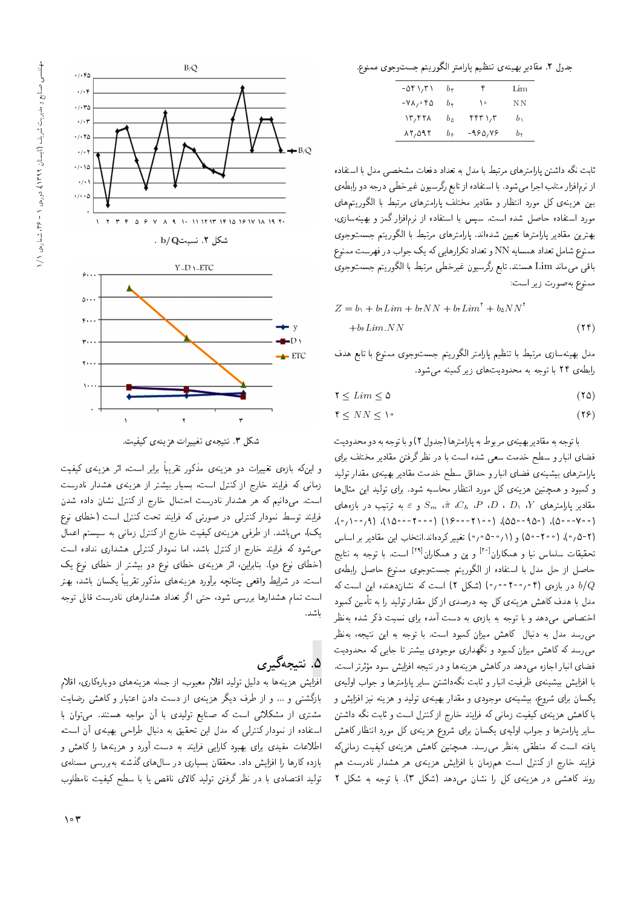جدول ۲. مقادیر بهینه‌ی تنظیم پارامتر الگوریتم جست‌وجوی ممنوع.

| Lim | ۴ | $b_3$ | -۵۴۱٫۳۱ |
|---|---|---|---|
| NN | ۱۰ | $b_4$ | -۷۸٫۰۴۵ |
| $b_1$ | ۴۴۳۱٫۳ | $b_5$ | ۱۳٫۴۲۸ |
| $b_2$ | -۹۶۵٫۷۶ | $b_6$ | ۸۲٫۵۹۲ |

ثابت نگه داشتن پارامترهای مربوط با مدل به تعداد دفعات مشخصی مدل با استفاده از نرم‌افزار متلب اجرا می‌شود. با استفاده از تابع رگرسیون غیرخطی درجه دو رابطه‌ی بین هزینه‌ی کل مورد انتظار و مقادیر مختلف پارامترهای مرتبط با الگوریتم‌های مورد استفاده حاصل شده است. سپس با استفاده از نرم‌افزار گمز و بهینه‌سازی، بهترین مقادیر پارامترها تعیین شده‌اند. پارامترهای مرتبط با الگوریتم جست‌وجوی ممنوع شامل تعداد همسایه NN و تعداد تکرارهایی که یک جواب در فهرست ممنوع باقی می‌ماند Lim هستند. تابع رگرسیون غیرخطی مرتبط با الگوریتم جست‌وجوی ممنوع به‌صورت زیر است:

$$Z = b_1 + b_2 Lim + b_3 NN + b_4 Lim^2 + b_5 NN^2 + b_6 Lim.NN \qquad (24)$$

مدل بهینه‌سازی مرتبط با تنظیم پارامتر الگوریتم جست‌وجوی ممنوع با تابع هدف رابطه‌ی ۲۴ با توجه به محدودیت‌های زیر کمینه می‌شود.

$$2 \leq Lim \leq 5 \qquad (25)$$

$$4 \leq NN \leq 10 \qquad (26)$$

با توجه به مقادیر بهینه‌ی مربوط به پارامترها (جدول ۲) و با توجه به دو محدودیت فضای انبار و سطح خدمت سعی شده است با در نظر گرفتن مقادیر مختلف برای پارامترهای بیشینه‌ی فضای انبار و حداقل سطح خدمت مقادیر بهینه‌ی مقدار تولید و کمبود و همچنین هزینه‌ی کل مورد انتظار محاسبه شود. برای تولید این مثال‌ها مقادیر پارامترهای $Y$، $D_1$، $D$، $P$، $C_h$، $\hat{\pi}$، $S_m$ و $\varepsilon$ به ترتیب در بازه‌های (۷۰۰-۵۰۰)، (۹۵۰-۵۵۰)، (۲۱۰۰-۱۶۰۰)، (۲۰۰۰-۱۵۰۰)، (۰٫۹-۰٫۱)، (۵-۲)، (۲۰۰-۵۰) و (۰٫۱-۰٫۰۵) تغییر کرده‌اند. انتخاب این مقادیر بر اساس تحقیقات سلماس نیا و همکاران[30] و ین و همکاران[29] است. با توجه به نتایج حاصل از حل مدل با استفاده از الگوریتم جست‌وجوی ممنوع حاصل رابطه‌ی $b/Q$ در بازه‌ی (۰٫۰۴-۰٫۰۰۲) (شکل ۲) است که نشان‌دهنده این است که مدل با هدف کاهش هزینه‌ی کل چه درصدی از کل مقدار تولید را به تأمین کمبود اختصاص می‌دهد و با توجه به بازه‌ی به دست آمده برای نسبت ذکر شده به‌نظر می‌رسد مدل به دنبال کاهش میزان کمبود است. با توجه به این نتیجه، به‌نظر می‌رسد که کاهش میزان کمبود و نگهداری موجودی بیشتر تا جایی که محدودیت فضای انبار اجازه می‌دهد در کاهش هزینه‌ها و در نتیجه افزایش سود مؤثرتر است. با افزایش بیشینه‌ی ظرفیت انبار و ثابت نگه‌داشتن سایر پارامترها و جواب اولیه‌ی یکسان برای شروع، بیشینه‌ی موجودی و مقدار بهینه‌ی تولید و هزینه نیز افزایش و با کاهش هزینه‌ی کیفیت زمانی که فرایند خارج از کنترل است و ثابت نگه داشتن سایر پارامترها و جواب اولیه‌ی یکسان برای شروع هزینه‌ی کل مورد انتظار کاهش یافته است که منطقی به‌نظر می‌رسد. همچنین کاهش هزینه‌ی کیفیت زمانی‌که فرایند خارج از کنترل است هم‌زمان با افزایش هزینه‌ی هر هشدار نادرست هم روند کاهشی در هزینه‌ی کل را نشان می‌دهد (شکل ۳). با توجه به شکل ۲

شکل ۲. نسبت $b/Q$.

شکل ۳. نتیجه‌ی تغییرات هزینه‌ی کیفیت.

و اینکه بازه‌ی تغییرات دو هزینه‌ی مذکور تقریباً برابر است، اثر هزینه‌ی کیفیت زمانی که فرایند خارج از کنترل است، بسیار بیشتر از هزینه‌ی هشدار نادرست است. می‌دانیم که هر هشدار نادرست احتمال خارج از کنترل نشان داده شدن فرایند توسط نمودار کنترلی در صورتی که فرایند تحت کنترل است (خطای نوع یک)، می‌باشد. از طرفی هزینه‌ی کیفیت خارج از کنترل زمانی به سیستم اعمال می‌شود که فرایند خارج از کنترل باشد، اما نمودار کنترلی هشداری نداده است (خطای نوع دو). بنابراین، اثر هزینه‌ی خطای نوع دو بیشتر از خطای نوع یک است. در شرایط واقعی چنانچه برآورد هزینه‌های مذکور تقریباً یکسان باشد، بهتر است تمام هشدارها بررسی شود، حتی اگر تعداد هشدارهای نادرست قابل توجه باشد.

## ۵. نتیجه‌گیری

افزایش هزینه‌ها به دلیل تولید اقلام معیوب، از جمله هزینه‌های دوباره‌کاری، اقلام بازگشتی و ... و از طرف دیگر هزینه‌ی از دست دادن اعتبار و کاهش رضایت مشتری از مشکلاتی است که صنایع تولیدی با آن مواجه هستند. می‌توان با استفاده از نمودار کنترلی که مدل این تحقیق به دنبال طراحی بهینه‌ی آن است اطلاعات مفیدی برای بهبود کارایی فرایند به دست آورد و هزینه‌ها را کاهش و بازده کارها را افزایش داد. محققان بسیاری در سال‌های گذشته به‌بررسی مسئله‌ی تولید اقتصادی با در نظر گرفتن تولید کالای ناقص یا با سطح کیفیت نامطلوب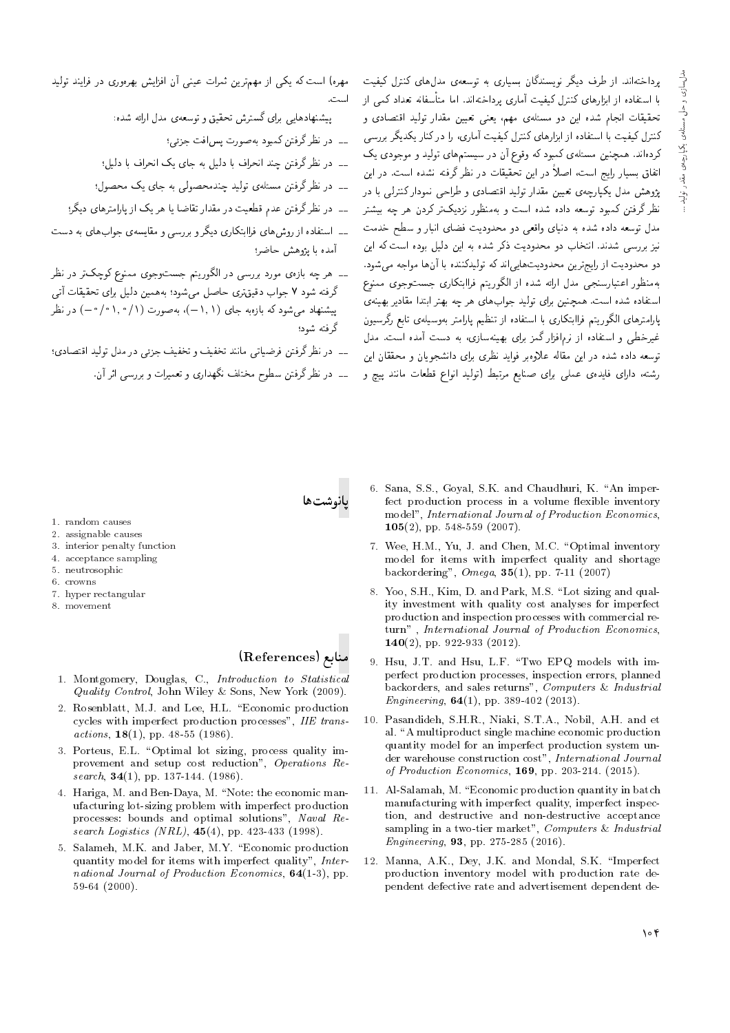پرداخته‌اند. از طرف دیگر نویسندگان بسیاری به توسعه‌ی مدل‌های کنترل کیفیت با استفاده از ابزارهای کنترل کیفیت آماری پرداخته‌اند. اما متأسفانه تعداد کمی از تحقیقات انجام شده این دو مسئله‌ی مهم، یعنی تعیین مقدار تولید اقتصادی و کنترل کیفیت با استفاده از ابزارهای کنترل کیفیت آماری، را در کنار یکدیگر بررسی کرده‌اند. همچنین مسئله‌ی کمبود که وقوع آن در سیستم‌های تولید و موجودی یک اتفاق بسیار رایج است، اصلاً در این تحقیقات در نظر گرفته نشده است. در این پژوهش مدل یکپارچه‌ی تعیین مقدار تولید اقتصادی و طراحی نمودار کنترلی با در نظر گرفتن کمبود توسعه داده شده است و به‌منظور نزدیک‌تر کردن هر چه بیشتر مدل توسعه داده شده به دنیای واقعی دو محدودیت فضای انبار و سطح خدمت نیز بررسی شدند. انتخاب دو محدودیت ذکر شده به این دلیل بوده است که این دو محدودیت از رایج‌ترین محدودیت‌هایی‌اند که تولیدکننده با آن‌ها مواجه می‌شود. به‌منظور اعتبارسنجی مدل ارائه شده از الگوریتم فراابتکاری جست‌وجوی ممنوع استفاده شده است. همچنین برای تولید جواب‌های هر چه بهتر ابتدا مقادیر بهینه‌ی پارامترهای الگوریتم فراابتکاری با استفاده از تنظیم پارامتر به‌وسیله‌ی تابع رگرسیون غیرخطی و استفاده از نرم‌افزار گمز برای بهینه‌سازی، به دست آمده است. مدل توسعه داده شده در این مقاله علاوه‌بر فواید نظری برای دانشجویان و محققان این رشته، دارای فایده‌ی عملی برای صنایع مرتبط (تولید انواع قطعات مانند پیچ و مهره) است که یکی از مهم‌ترین ثمرات عینی آن افزایش بهره‌وری در فرایند تولید است.

پیشنهادهایی برای گسترش تحقیق و توسعه‌ی مدل ارائه شده:

- در نظر گرفتن کمبود به‌صورت پس‌افت جزئی؛
- در نظر گرفتن چند انحراف با دلیل به جای یک انحراف با دلیل؛
- در نظر گرفتن مسئله‌ی تولید چندمحصولی به جای یک محصول؛
- در نظر گرفتن عدم قطعیت در مقدار تقاضا یا هر یک از پارامترهای دیگر؛
- استفاده از روش‌های فراابتکاری دیگر و بررسی و مقایسه‌ی جواب‌های به دست آمده با پژوهش حاضر؛
- هر چه بازه‌ی مورد بررسی در الگوریتم جست‌وجوی ممنوع کوچک‌تر در نظر گرفته شود ۷ جواب دقیق‌تری حاصل می‌شود؛ به‌همین دلیل برای تحقیقات آتی پیشنهاد می‌شود که بازه‌به جای (۱ ,۱−)، به‌صورت (۰/۱ ,۰/۱−) در نظر گرفته شود؛
- در نظر گرفتن فرضیاتی مانند تخفیف و تخفیف جزئی در مدل تولید اقتصادی؛
- در نظر گرفتن سطوح مختلف نگهداری و تعمیرات و بررسی اثر آن.

## پانوشت‌ها

1. random causes
2. assignable causes
3. interior penalty function
4. acceptance sampling
5. neutrosophic
6. crowns
7. hyper rectangular
8. movement

## منابع (References)

1. Montgomery, Douglas, C., *Introduction to Statistical Quality Control*, John Wiley & Sons, New York (2009).
2. Rosenblatt, M.J. and Lee, H.L. "Economic production cycles with imperfect production processes", *IIE transactions*, **18**(1), pp. 48-55 (1986).
3. Porteus, E.L. "Optimal lot sizing, process quality improvement and setup cost reduction", *Operations Research*, **34**(1), pp. 137-144. (1986).
4. Hariga, M. and Ben-Daya, M. "Note: the economic manufacturing lot-sizing problem with imperfect production processes: bounds and optimal solutions", *Naval Research Logistics (NRL)*, **45**(4), pp. 423-433 (1998).
5. Salameh, M.K. and Jaber, M.Y. "Economic production quantity model for items with imperfect quality", *International Journal of Production Economics*, **64**(1-3), pp. 59-64 (2000).
6. Sana, S.S., Goyal, S.K. and Chaudhuri, K. "An imperfect production process in a volume flexible inventory model", *International Journal of Production Economics*, **105**(2), pp. 548-559 (2007).
7. Wee, H.M., Yu, J. and Chen, M.C. "Optimal inventory model for items with imperfect quality and shortage backordering", *Omega*, **35**(1), pp. 7-11 (2007)
8. Yoo, S.H., Kim, D. and Park, M.S. "Lot sizing and quality investment with quality cost analyses for imperfect production and inspection processes with commercial return" , *International Journal of Production Economics*, **140**(2), pp. 922-933 (2012).
9. Hsu, J.T. and Hsu, L.F. "Two EPQ models with imperfect production processes, inspection errors, planned backorders, and sales returns", *Computers & Industrial Engineering*, **64**(1), pp. 389-402 (2013).
10. Pasandideh, S.H.R., Niaki, S.T.A., Nobil, A.H. and et al. "A multiproduct single machine economic production quantity model for an imperfect production system under warehouse construction cost", *International Journal of Production Economics*, **169**, pp. 203-214. (2015).
11. Al-Salamah, M. "Economic production quantity in batch manufacturing with imperfect quality, imperfect inspection, and destructive and non-destructive acceptance sampling in a two-tier market", *Computers & Industrial Engineering*, **93**, pp. 275-285 (2016).
12. Manna, A.K., Dey, J.K. and Mondal, S.K. "Imperfect production inventory model with production rate dependent defective rate and advertisement dependent de-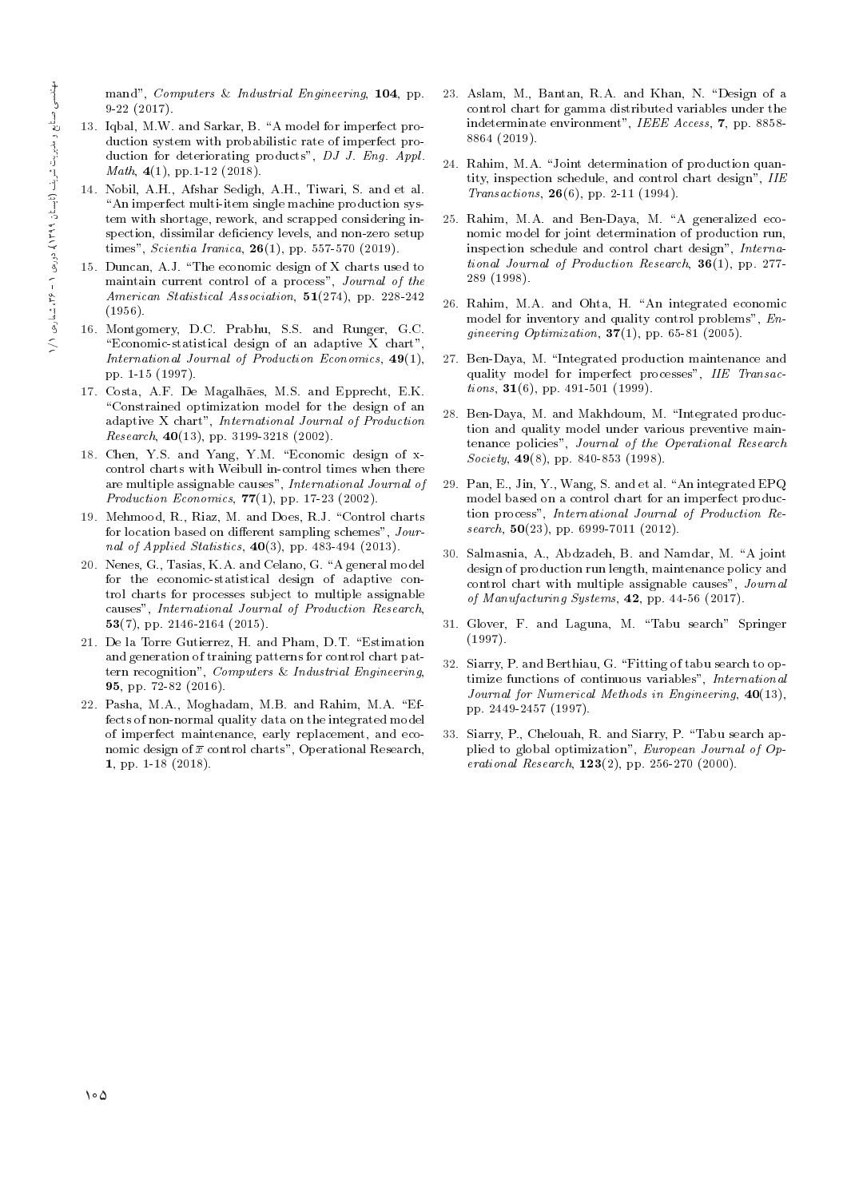mand", *Computers & Industrial Engineering*, **104**, pp. 9-22 (2017).

13. Iqbal, M.W. and Sarkar, B. "A model for imperfect production system with probabilistic rate of imperfect production for deteriorating products", *DJ J. Eng. Appl. Math*, **4**(1), pp.1-12 (2018).

14. Nobil, A.H., Afshar Sedigh, A.H., Tiwari, S. and et al. "An imperfect multi-item single machine production system with shortage, rework, and scrapped considering inspection, dissimilar deficiency levels, and non-zero setup times", *Scientia Iranica*, **26**(1), pp. 557-570 (2019).

15. Duncan, A.J. "The economic design of X charts used to maintain current control of a process", *Journal of the American Statistical Association*, **51**(274), pp. 228-242 (1956).

16. Montgomery, D.C. Prabhu, S.S. and Runger, G.C. "Economic-statistical design of an adaptive X chart", *International Journal of Production Economics*, **49**(1), pp. 1-15 (1997).

17. Costa, A.F. De Magalhães, M.S. and Epprecht, E.K. "Constrained optimization model for the design of an adaptive X chart", *International Journal of Production Research*, **40**(13), pp. 3199-3218 (2002).

18. Chen, Y.S. and Yang, Y.M. "Economic design of x-control charts with Weibull in-control times when there are multiple assignable causes", *International Journal of Production Economics*, **77**(1), pp. 17-23 (2002).

19. Mehmood, R., Riaz, M. and Does, R.J. "Control charts for location based on different sampling schemes", *Journal of Applied Statistics*, **40**(3), pp. 483-494 (2013).

20. Nenes, G., Tasias, K.A. and Celano, G. "A general model for the economic-statistical design of adaptive control charts for processes subject to multiple assignable causes", *International Journal of Production Research*, **53**(7), pp. 2146-2164 (2015).

21. De la Torre Gutierrez, H. and Pham, D.T. "Estimation and generation of training patterns for control chart pattern recognition", *Computers & Industrial Engineering*, **95**, pp. 72-82 (2016).

22. Pasha, M.A., Moghadam, M.B. and Rahim, M.A. "Effects of non-normal quality data on the integrated model of imperfect maintenance, early replacement, and economic design of $\bar{x}$ control charts", Operational Research, **1**, pp. 1-18 (2018).

23. Aslam, M., Bantan, R.A. and Khan, N. "Design of a control chart for gamma distributed variables under the indeterminate environment", *IEEE Access*, **7**, pp. 8858-8864 (2019).

24. Rahim, M.A. "Joint determination of production quantity, inspection schedule, and control chart design", *IIE Transactions*, **26**(6), pp. 2-11 (1994).

25. Rahim, M.A. and Ben-Daya, M. "A generalized economic model for joint determination of production run, inspection schedule and control chart design", *International Journal of Production Research*, **36**(1), pp. 277-289 (1998).

26. Rahim, M.A. and Ohta, H. "An integrated economic model for inventory and quality control problems", *Engineering Optimization*, **37**(1), pp. 65-81 (2005).

27. Ben-Daya, M. "Integrated production maintenance and quality model for imperfect processes", *IIE Transactions*, **31**(6), pp. 491-501 (1999).

28. Ben-Daya, M. and Makhdoum, M. "Integrated production and quality model under various preventive maintenance policies", *Journal of the Operational Research Society*, **49**(8), pp. 840-853 (1998).

29. Pan, E., Jin, Y., Wang, S. and et al. "An integrated EPQ model based on a control chart for an imperfect production process", *International Journal of Production Research*, **50**(23), pp. 6999-7011 (2012).

30. Salmasnia, A., Abdzadeh, B. and Namdar, M. "A joint design of production run length, maintenance policy and control chart with multiple assignable causes", *Journal of Manufacturing Systems*, **42**, pp. 44-56 (2017).

31. Glover, F. and Laguna, M. "Tabu search" Springer (1997).

32. Siarry, P. and Berthiau, G. "Fitting of tabu search to optimize functions of continuous variables", *International Journal for Numerical Methods in Engineering*, **40**(13), pp. 2449-2457 (1997).

33. Siarry, P., Chelouah, R. and Siarry, P. "Tabu search applied to global optimization", *European Journal of Operational Research*, **123**(2), pp. 256-270 (2000).